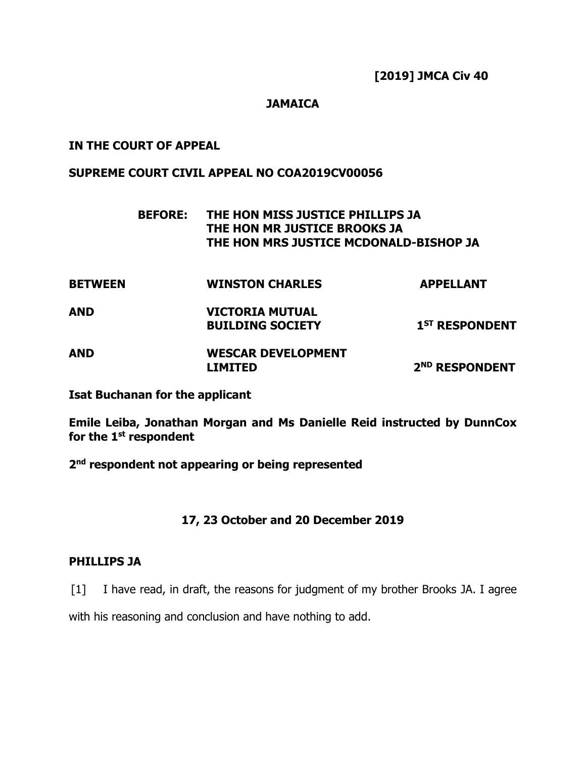**[2019] JMCA Civ 40**

**JAMAICA**

**IN THE COURT OF APPEAL**

**SUPREME COURT CIVIL APPEAL NO COA2019CV00056**

**BEFORE: THE HON MISS JUSTICE PHILLIPS JA**
**THE HON MR JUSTICE BROOKS JA**
**THE HON MRS JUSTICE MCDONALD-BISHOP JA**

| | | |
|---|---|---|
| **BETWEEN** | **WINSTON CHARLES** | **APPELLANT** |
| **AND** | **VICTORIA MUTUAL BUILDING SOCIETY** | **1ST RESPONDENT** |
| **AND** | **WESCAR DEVELOPMENT LIMITED** | **2ND RESPONDENT** |

**Isat Buchanan for the applicant**

**Emile Leiba, Jonathan Morgan and Ms Danielle Reid instructed by DunnCox for the 1st respondent**

**2nd respondent not appearing or being represented**

**17, 23 October and 20 December 2019**

**PHILLIPS JA**

[1] I have read, in draft, the reasons for judgment of my brother Brooks JA. I agree with his reasoning and conclusion and have nothing to add.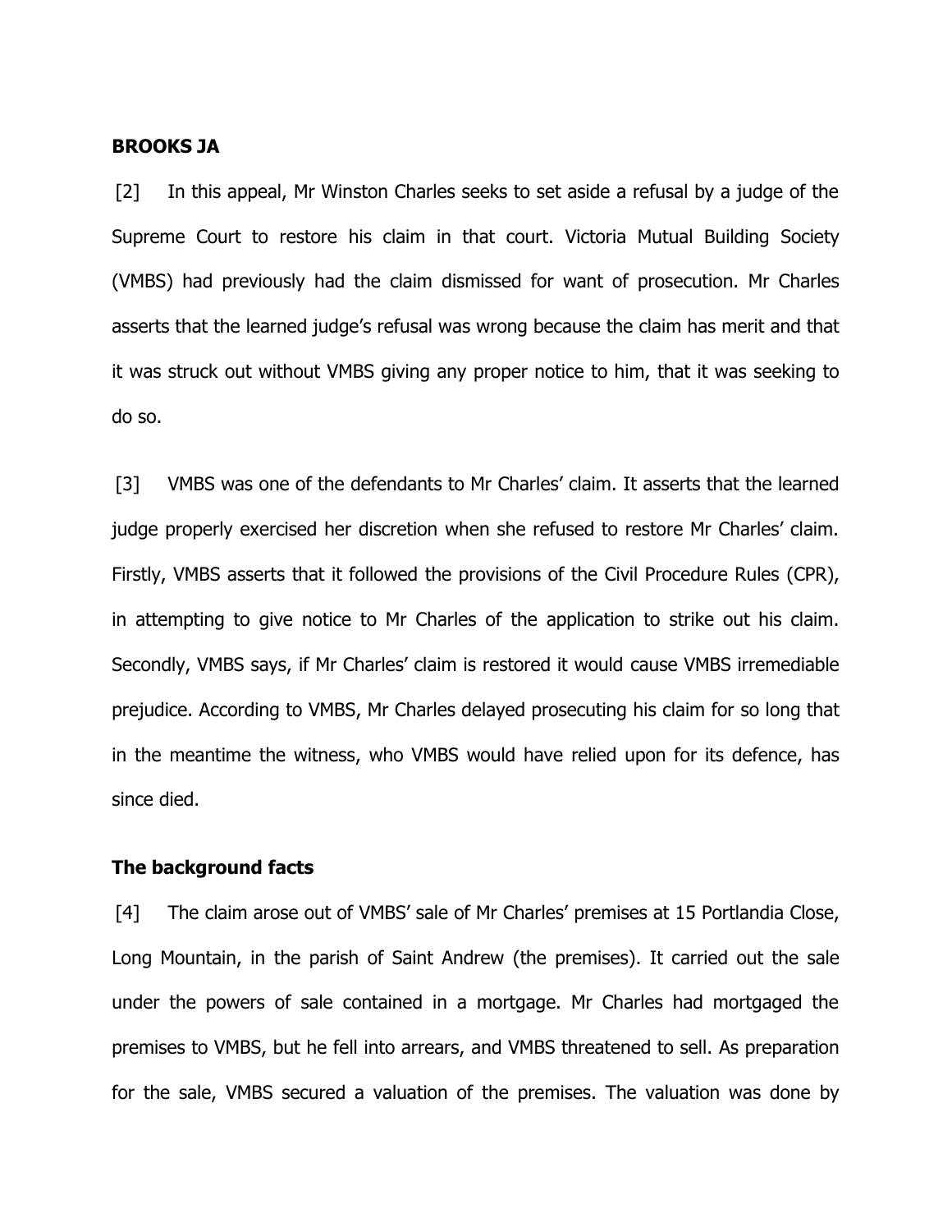**BROOKS JA**

[2] In this appeal, Mr Winston Charles seeks to set aside a refusal by a judge of the Supreme Court to restore his claim in that court. Victoria Mutual Building Society (VMBS) had previously had the claim dismissed for want of prosecution. Mr Charles asserts that the learned judge's refusal was wrong because the claim has merit and that it was struck out without VMBS giving any proper notice to him, that it was seeking to do so.

[3] VMBS was one of the defendants to Mr Charles' claim. It asserts that the learned judge properly exercised her discretion when she refused to restore Mr Charles' claim. Firstly, VMBS asserts that it followed the provisions of the Civil Procedure Rules (CPR), in attempting to give notice to Mr Charles of the application to strike out his claim. Secondly, VMBS says, if Mr Charles' claim is restored it would cause VMBS irremediable prejudice. According to VMBS, Mr Charles delayed prosecuting his claim for so long that in the meantime the witness, who VMBS would have relied upon for its defence, has since died.

**The background facts**

[4] The claim arose out of VMBS' sale of Mr Charles' premises at 15 Portlandia Close, Long Mountain, in the parish of Saint Andrew (the premises). It carried out the sale under the powers of sale contained in a mortgage. Mr Charles had mortgaged the premises to VMBS, but he fell into arrears, and VMBS threatened to sell. As preparation for the sale, VMBS secured a valuation of the premises. The valuation was done by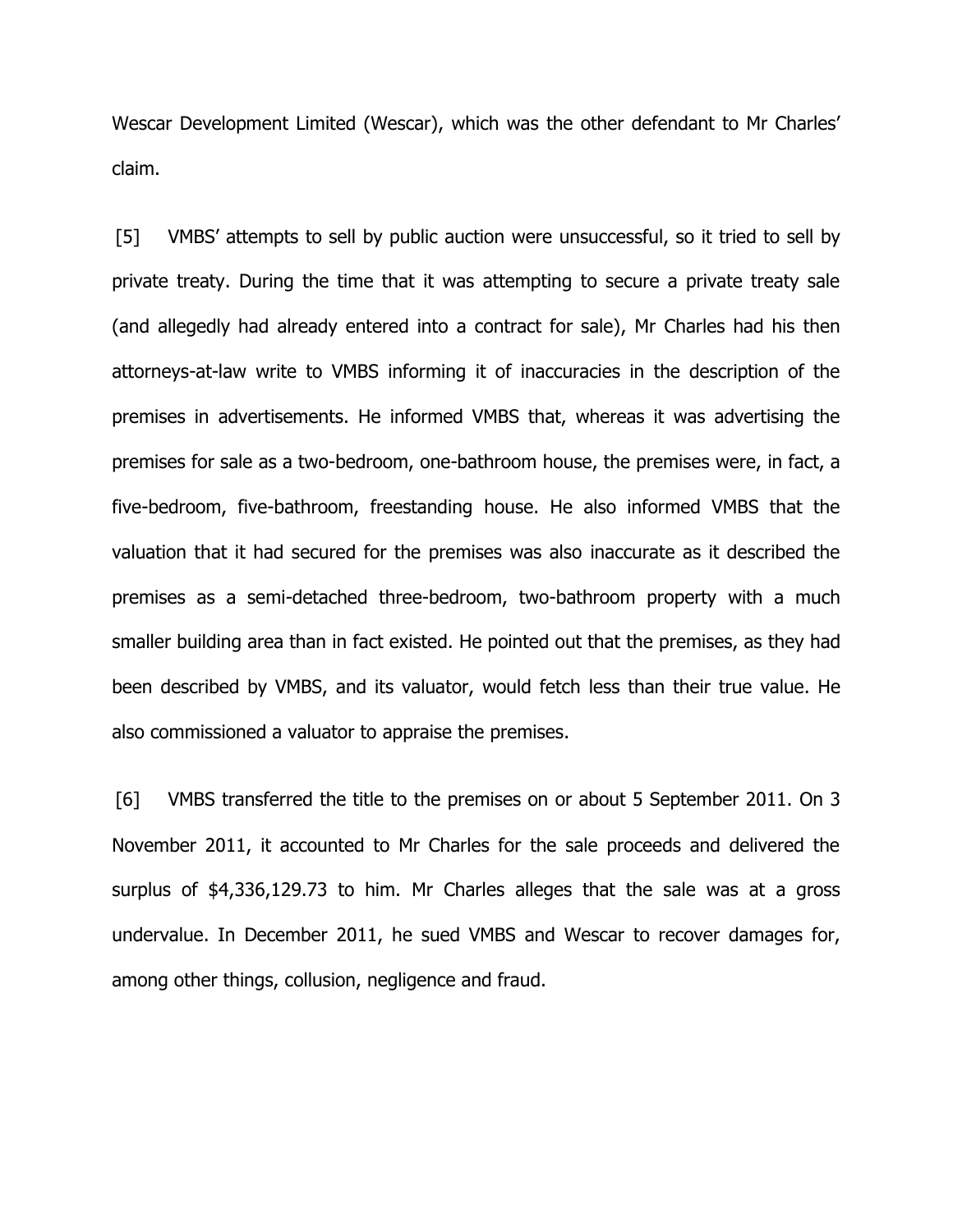Wescar Development Limited (Wescar), which was the other defendant to Mr Charles' claim.

[5] VMBS' attempts to sell by public auction were unsuccessful, so it tried to sell by private treaty. During the time that it was attempting to secure a private treaty sale (and allegedly had already entered into a contract for sale), Mr Charles had his then attorneys-at-law write to VMBS informing it of inaccuracies in the description of the premises in advertisements. He informed VMBS that, whereas it was advertising the premises for sale as a two-bedroom, one-bathroom house, the premises were, in fact, a five-bedroom, five-bathroom, freestanding house. He also informed VMBS that the valuation that it had secured for the premises was also inaccurate as it described the premises as a semi-detached three-bedroom, two-bathroom property with a much smaller building area than in fact existed. He pointed out that the premises, as they had been described by VMBS, and its valuator, would fetch less than their true value. He also commissioned a valuator to appraise the premises.

[6] VMBS transferred the title to the premises on or about 5 September 2011. On 3 November 2011, it accounted to Mr Charles for the sale proceeds and delivered the surplus of $4,336,129.73 to him. Mr Charles alleges that the sale was at a gross undervalue. In December 2011, he sued VMBS and Wescar to recover damages for, among other things, collusion, negligence and fraud.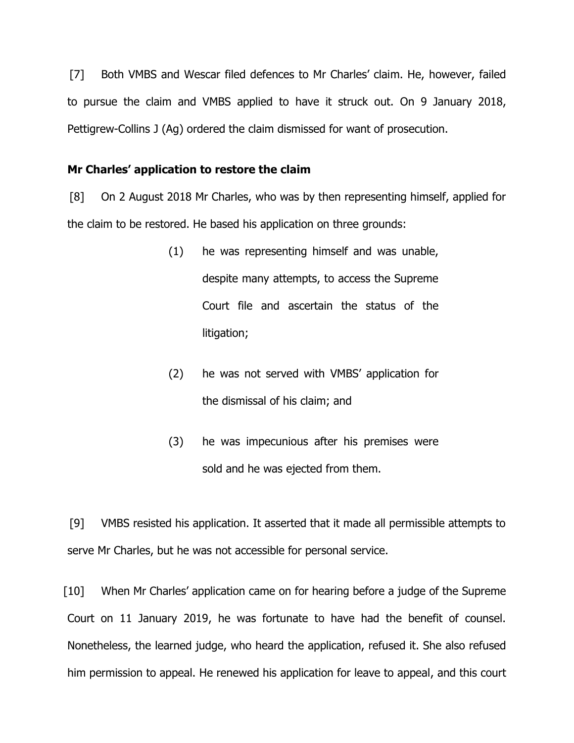[7] Both VMBS and Wescar filed defences to Mr Charles' claim. He, however, failed to pursue the claim and VMBS applied to have it struck out. On 9 January 2018, Pettigrew-Collins J (Ag) ordered the claim dismissed for want of prosecution.

**Mr Charles' application to restore the claim**

[8] On 2 August 2018 Mr Charles, who was by then representing himself, applied for the claim to be restored. He based his application on three grounds:

> (1) he was representing himself and was unable, despite many attempts, to access the Supreme Court file and ascertain the status of the litigation;
>
> (2) he was not served with VMBS' application for the dismissal of his claim; and
>
> (3) he was impecunious after his premises were sold and he was ejected from them.

[9] VMBS resisted his application. It asserted that it made all permissible attempts to serve Mr Charles, but he was not accessible for personal service.

[10] When Mr Charles' application came on for hearing before a judge of the Supreme Court on 11 January 2019, he was fortunate to have had the benefit of counsel. Nonetheless, the learned judge, who heard the application, refused it. She also refused him permission to appeal. He renewed his application for leave to appeal, and this court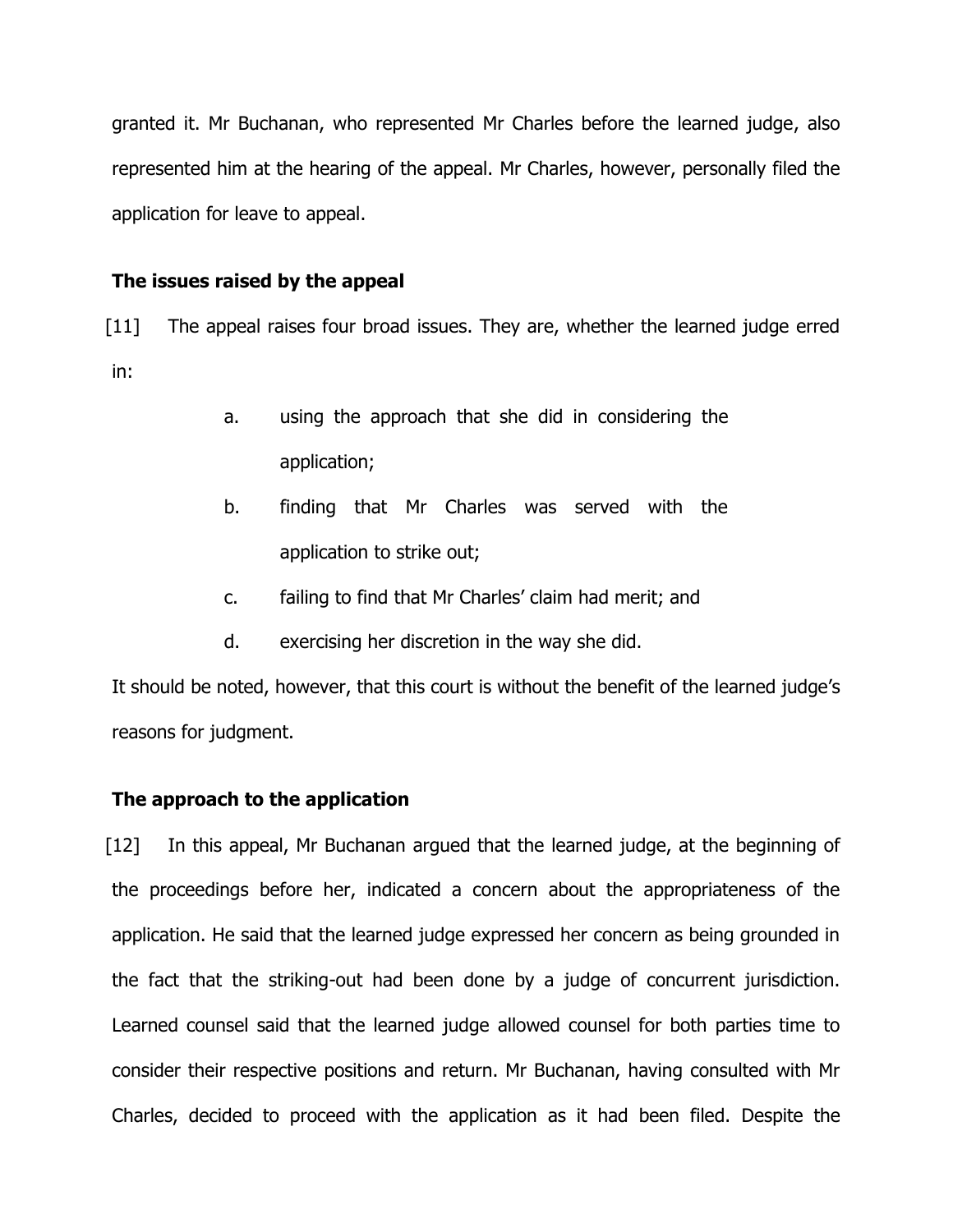granted it. Mr Buchanan, who represented Mr Charles before the learned judge, also represented him at the hearing of the appeal. Mr Charles, however, personally filed the application for leave to appeal.

## The issues raised by the appeal

[11] The appeal raises four broad issues. They are, whether the learned judge erred in:

a. using the approach that she did in considering the application;

b. finding that Mr Charles was served with the application to strike out;

c. failing to find that Mr Charles' claim had merit; and

d. exercising her discretion in the way she did.

It should be noted, however, that this court is without the benefit of the learned judge's reasons for judgment.

## The approach to the application

[12] In this appeal, Mr Buchanan argued that the learned judge, at the beginning of the proceedings before her, indicated a concern about the appropriateness of the application. He said that the learned judge expressed her concern as being grounded in the fact that the striking-out had been done by a judge of concurrent jurisdiction. Learned counsel said that the learned judge allowed counsel for both parties time to consider their respective positions and return. Mr Buchanan, having consulted with Mr Charles, decided to proceed with the application as it had been filed. Despite the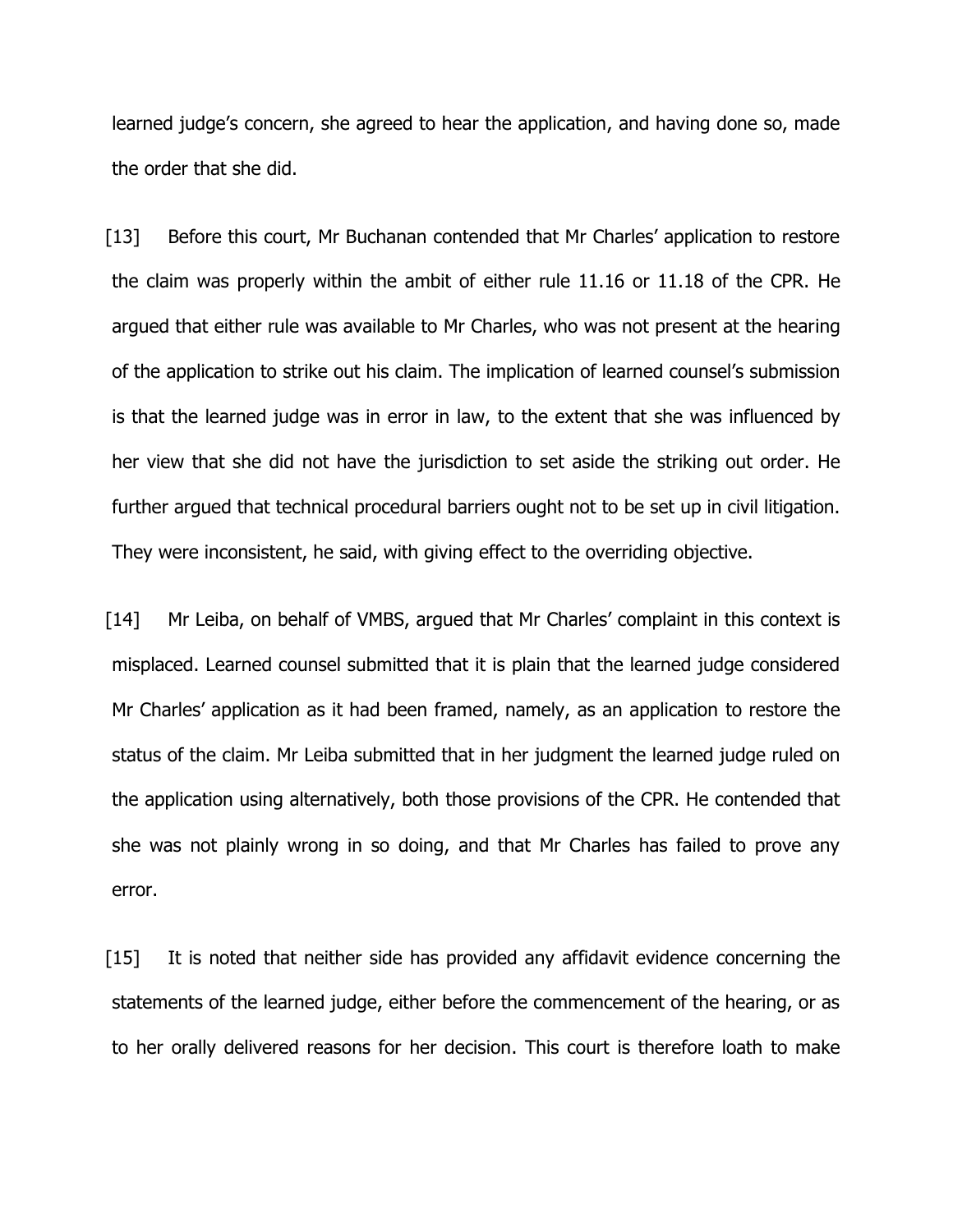learned judge's concern, she agreed to hear the application, and having done so, made the order that she did.

[13] Before this court, Mr Buchanan contended that Mr Charles' application to restore the claim was properly within the ambit of either rule 11.16 or 11.18 of the CPR. He argued that either rule was available to Mr Charles, who was not present at the hearing of the application to strike out his claim. The implication of learned counsel's submission is that the learned judge was in error in law, to the extent that she was influenced by her view that she did not have the jurisdiction to set aside the striking out order. He further argued that technical procedural barriers ought not to be set up in civil litigation. They were inconsistent, he said, with giving effect to the overriding objective.

[14] Mr Leiba, on behalf of VMBS, argued that Mr Charles' complaint in this context is misplaced. Learned counsel submitted that it is plain that the learned judge considered Mr Charles' application as it had been framed, namely, as an application to restore the status of the claim. Mr Leiba submitted that in her judgment the learned judge ruled on the application using alternatively, both those provisions of the CPR. He contended that she was not plainly wrong in so doing, and that Mr Charles has failed to prove any error.

[15] It is noted that neither side has provided any affidavit evidence concerning the statements of the learned judge, either before the commencement of the hearing, or as to her orally delivered reasons for her decision. This court is therefore loath to make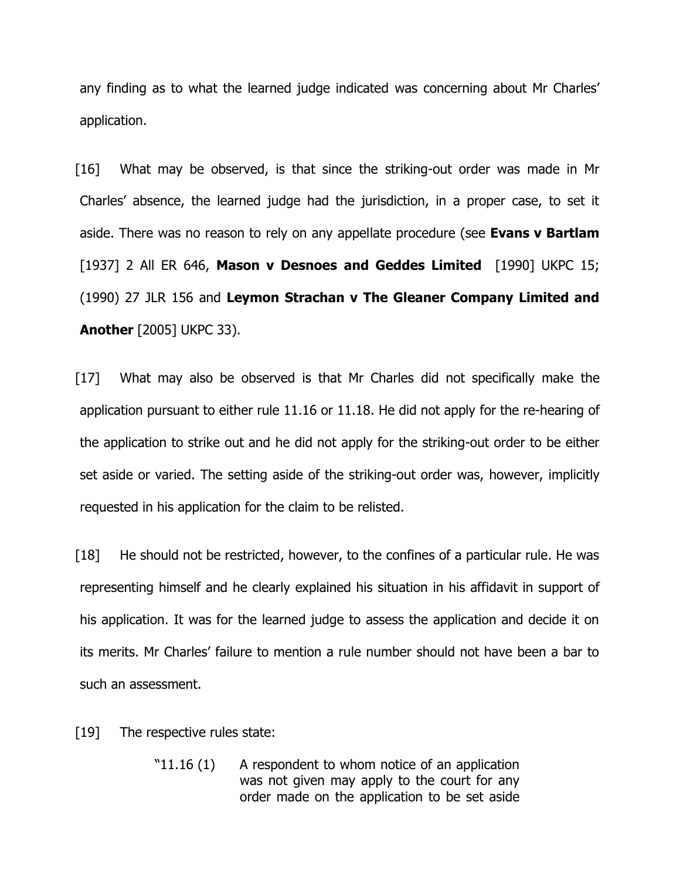any finding as to what the learned judge indicated was concerning about Mr Charles' application.

[16] What may be observed, is that since the striking-out order was made in Mr Charles' absence, the learned judge had the jurisdiction, in a proper case, to set it aside. There was no reason to rely on any appellate procedure (see **Evans v Bartlam** [1937] 2 All ER 646, **Mason v Desnoes and Geddes Limited** [1990] UKPC 15; (1990) 27 JLR 156 and **Leymon Strachan v The Gleaner Company Limited and Another** [2005] UKPC 33).

[17] What may also be observed is that Mr Charles did not specifically make the application pursuant to either rule 11.16 or 11.18. He did not apply for the re-hearing of the application to strike out and he did not apply for the striking-out order to be either set aside or varied. The setting aside of the striking-out order was, however, implicitly requested in his application for the claim to be relisted.

[18] He should not be restricted, however, to the confines of a particular rule. He was representing himself and he clearly explained his situation in his affidavit in support of his application. It was for the learned judge to assess the application and decide it on its merits. Mr Charles' failure to mention a rule number should not have been a bar to such an assessment.

[19] The respective rules state:

> "11.16 (1) A respondent to whom notice of an application was not given may apply to the court for any order made on the application to be set aside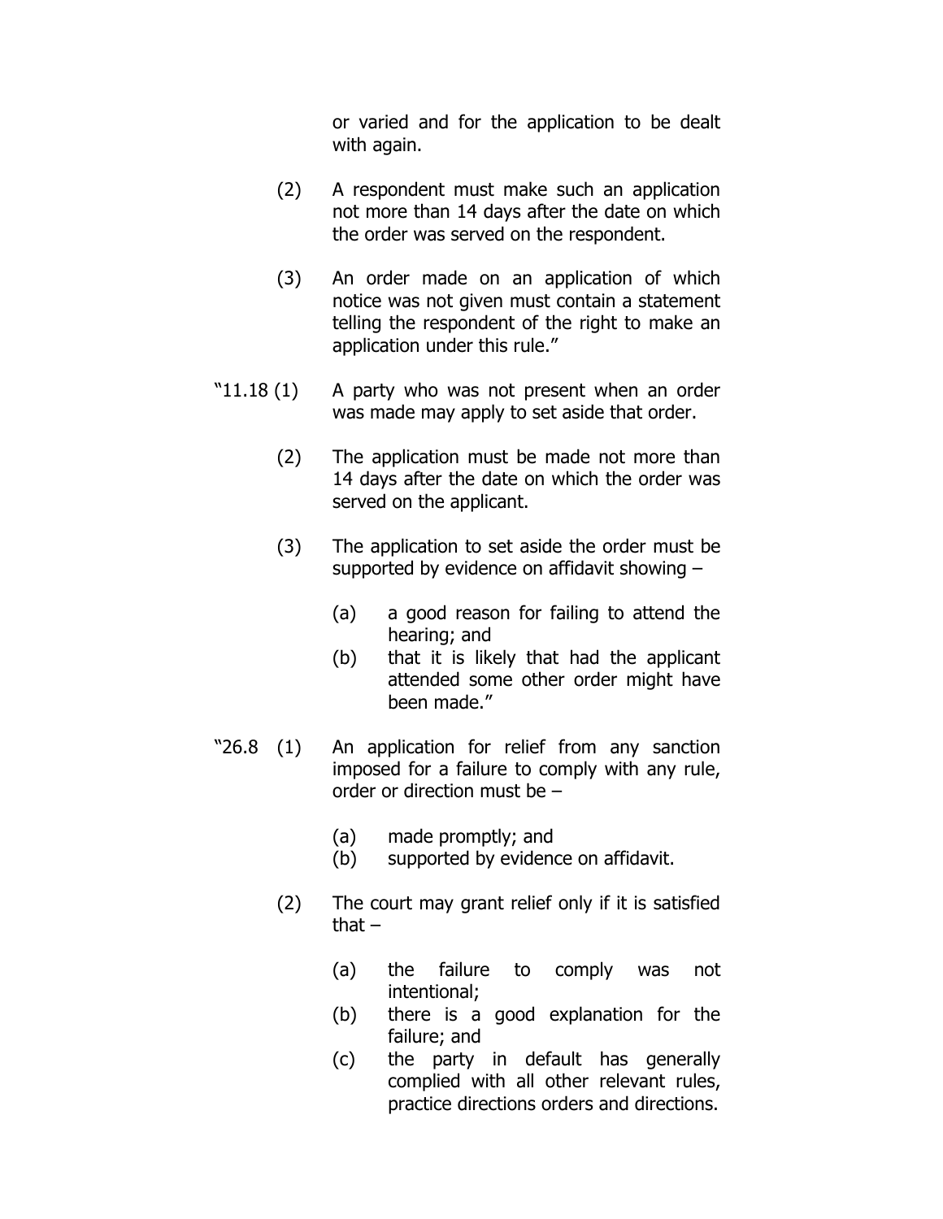or varied and for the application to be dealt with again.

(2) A respondent must make such an application not more than 14 days after the date on which the order was served on the respondent.

(3) An order made on an application of which notice was not given must contain a statement telling the respondent of the right to make an application under this rule."

"11.18 (1) A party who was not present when an order was made may apply to set aside that order.

(2) The application must be made not more than 14 days after the date on which the order was served on the applicant.

(3) The application to set aside the order must be supported by evidence on affidavit showing –

(a) a good reason for failing to attend the hearing; and
(b) that it is likely that had the applicant attended some other order might have been made."

"26.8 (1) An application for relief from any sanction imposed for a failure to comply with any rule, order or direction must be –

(a) made promptly; and
(b) supported by evidence on affidavit.

(2) The court may grant relief only if it is satisfied that –

(a) the failure to comply was not intentional;
(b) there is a good explanation for the failure; and
(c) the party in default has generally complied with all other relevant rules, practice directions orders and directions.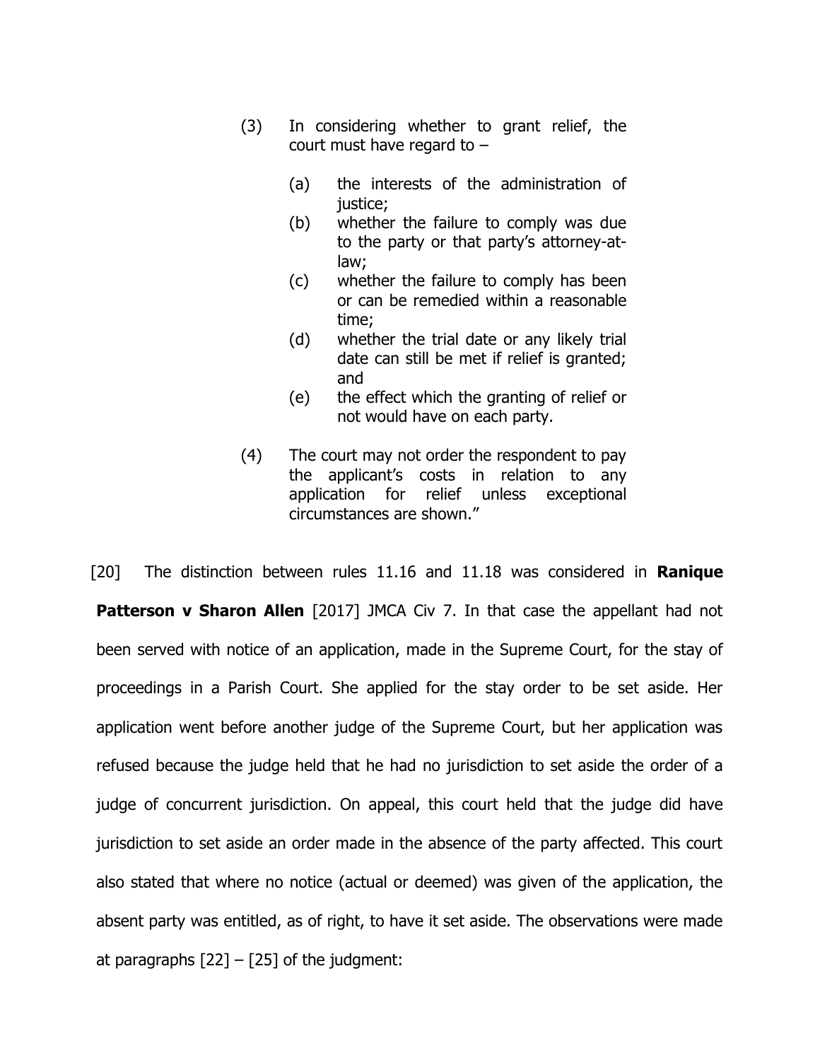> (3) In considering whether to grant relief, the court must have regard to –
>
> > (a) the interests of the administration of justice;
> >
> > (b) whether the failure to comply was due to the party or that party's attorney-at-law;
> >
> > (c) whether the failure to comply has been or can be remedied within a reasonable time;
> >
> > (d) whether the trial date or any likely trial date can still be met if relief is granted; and
> >
> > (e) the effect which the granting of relief or not would have on each party.
>
> (4) The court may not order the respondent to pay the applicant's costs in relation to any application for relief unless exceptional circumstances are shown."

[20] The distinction between rules 11.16 and 11.18 was considered in **Ranique Patterson v Sharon Allen** [2017] JMCA Civ 7. In that case the appellant had not been served with notice of an application, made in the Supreme Court, for the stay of proceedings in a Parish Court. She applied for the stay order to be set aside. Her application went before another judge of the Supreme Court, but her application was refused because the judge held that he had no jurisdiction to set aside the order of a judge of concurrent jurisdiction. On appeal, this court held that the judge did have jurisdiction to set aside an order made in the absence of the party affected. This court also stated that where no notice (actual or deemed) was given of the application, the absent party was entitled, as of right, to have it set aside. The observations were made at paragraphs [22] – [25] of the judgment: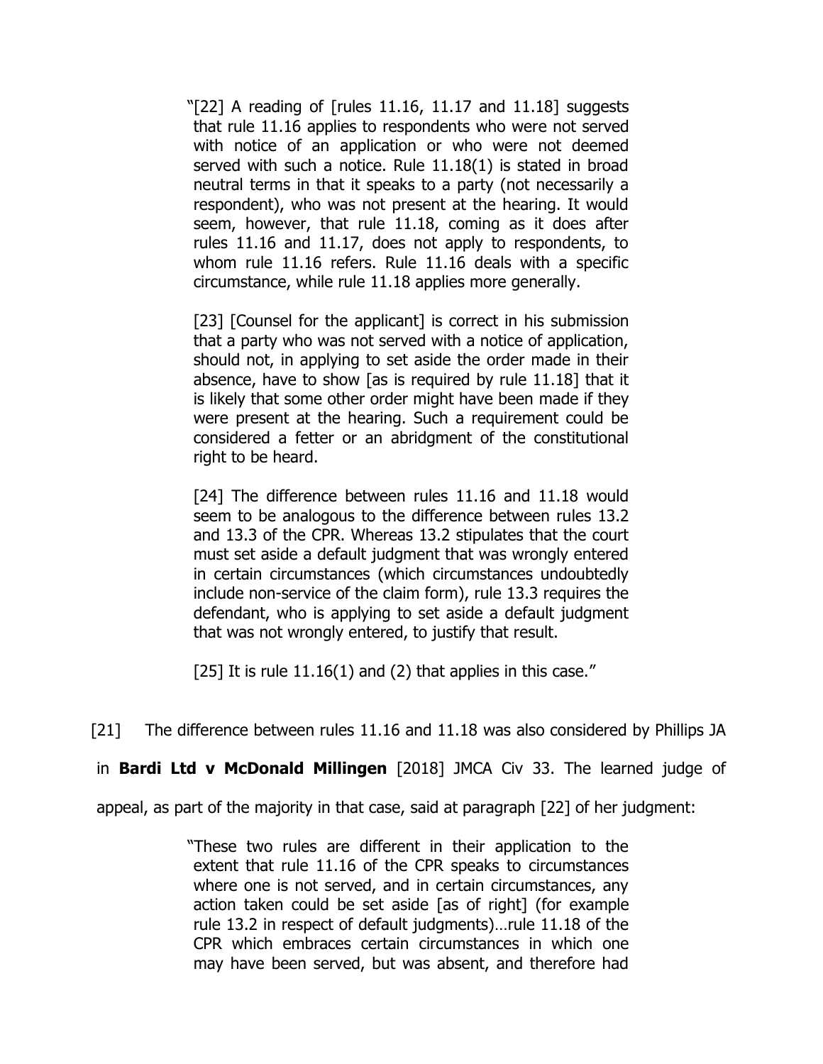> "[22] A reading of [rules 11.16, 11.17 and 11.18] suggests that rule 11.16 applies to respondents who were not served with notice of an application or who were not deemed served with such a notice. Rule 11.18(1) is stated in broad neutral terms in that it speaks to a party (not necessarily a respondent), who was not present at the hearing. It would seem, however, that rule 11.18, coming as it does after rules 11.16 and 11.17, does not apply to respondents, to whom rule 11.16 refers. Rule 11.16 deals with a specific circumstance, while rule 11.18 applies more generally.
>
> [23] [Counsel for the applicant] is correct in his submission that a party who was not served with a notice of application, should not, in applying to set aside the order made in their absence, have to show [as is required by rule 11.18] that it is likely that some other order might have been made if they were present at the hearing. Such a requirement could be considered a fetter or an abridgment of the constitutional right to be heard.
>
> [24] The difference between rules 11.16 and 11.18 would seem to be analogous to the difference between rules 13.2 and 13.3 of the CPR. Whereas 13.2 stipulates that the court must set aside a default judgment that was wrongly entered in certain circumstances (which circumstances undoubtedly include non-service of the claim form), rule 13.3 requires the defendant, who is applying to set aside a default judgment that was not wrongly entered, to justify that result.
>
> [25] It is rule 11.16(1) and (2) that applies in this case."

[21] The difference between rules 11.16 and 11.18 was also considered by Phillips JA in **Bardi Ltd v McDonald Millingen** [2018] JMCA Civ 33. The learned judge of appeal, as part of the majority in that case, said at paragraph [22] of her judgment:

> "These two rules are different in their application to the extent that rule 11.16 of the CPR speaks to circumstances where one is not served, and in certain circumstances, any action taken could be set aside [as of right] (for example rule 13.2 in respect of default judgments)…rule 11.18 of the CPR which embraces certain circumstances in which one may have been served, but was absent, and therefore had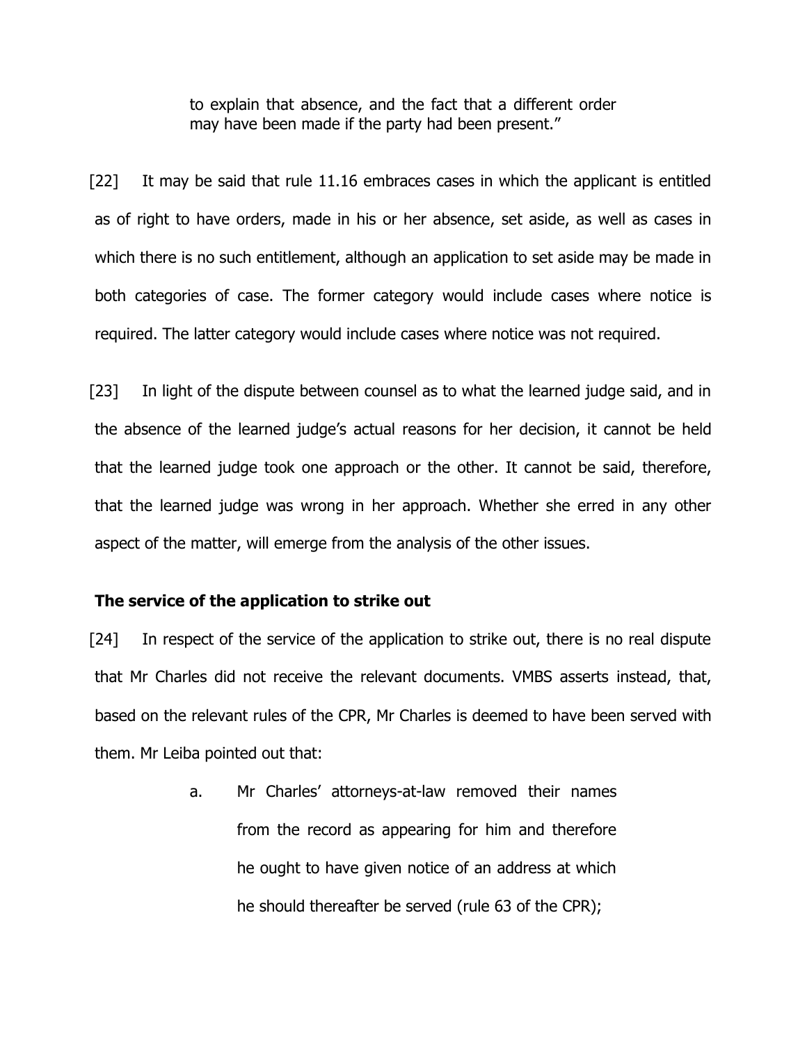> to explain that absence, and the fact that a different order may have been made if the party had been present."

[22] It may be said that rule 11.16 embraces cases in which the applicant is entitled as of right to have orders, made in his or her absence, set aside, as well as cases in which there is no such entitlement, although an application to set aside may be made in both categories of case. The former category would include cases where notice is required. The latter category would include cases where notice was not required.

[23] In light of the dispute between counsel as to what the learned judge said, and in the absence of the learned judge's actual reasons for her decision, it cannot be held that the learned judge took one approach or the other. It cannot be said, therefore, that the learned judge was wrong in her approach. Whether she erred in any other aspect of the matter, will emerge from the analysis of the other issues.

**The service of the application to strike out**

[24] In respect of the service of the application to strike out, there is no real dispute that Mr Charles did not receive the relevant documents. VMBS asserts instead, that, based on the relevant rules of the CPR, Mr Charles is deemed to have been served with them. Mr Leiba pointed out that:

> a. Mr Charles' attorneys-at-law removed their names from the record as appearing for him and therefore he ought to have given notice of an address at which he should thereafter be served (rule 63 of the CPR);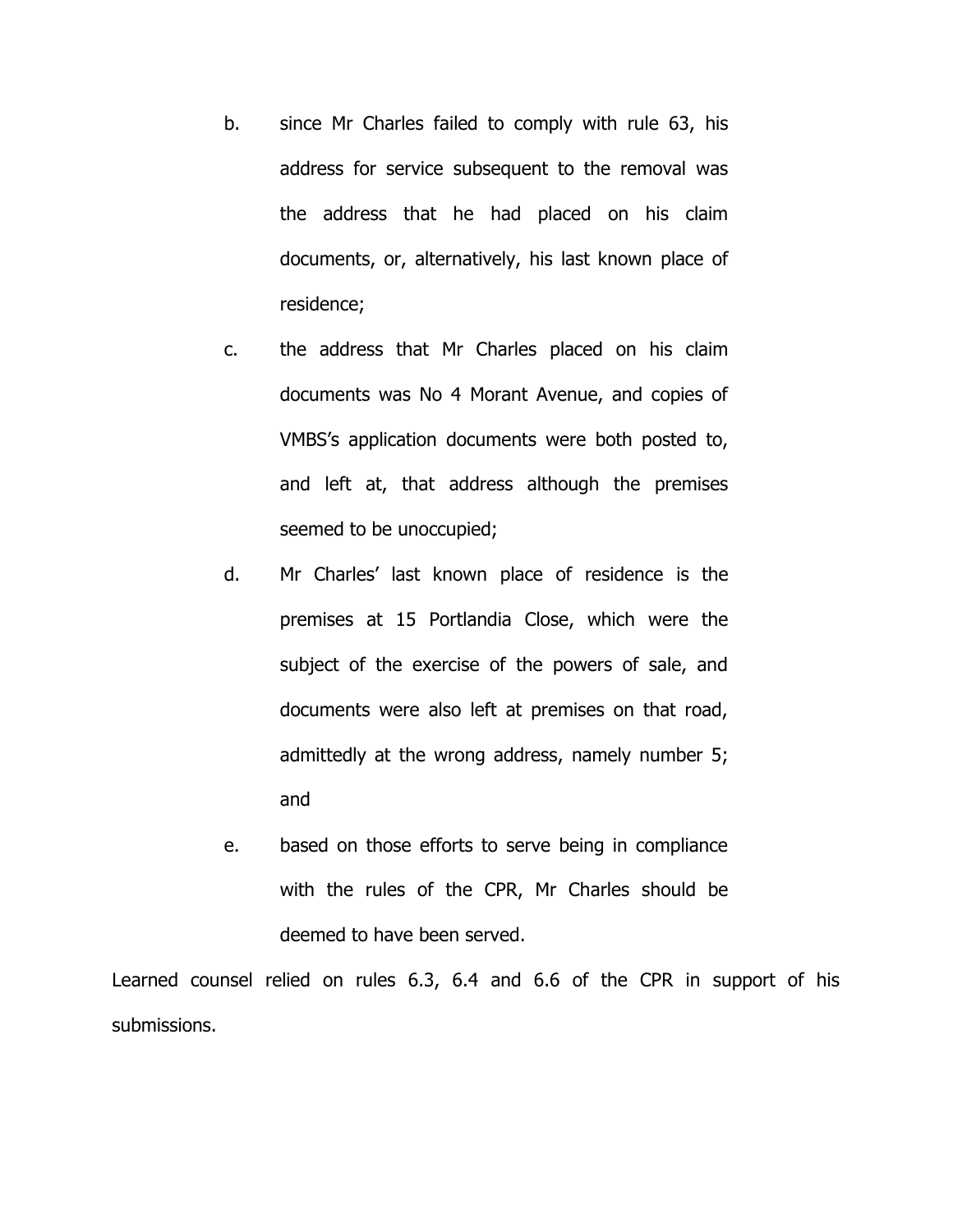b. since Mr Charles failed to comply with rule 63, his address for service subsequent to the removal was the address that he had placed on his claim documents, or, alternatively, his last known place of residence;

c. the address that Mr Charles placed on his claim documents was No 4 Morant Avenue, and copies of VMBS's application documents were both posted to, and left at, that address although the premises seemed to be unoccupied;

d. Mr Charles' last known place of residence is the premises at 15 Portlandia Close, which were the subject of the exercise of the powers of sale, and documents were also left at premises on that road, admittedly at the wrong address, namely number 5; and

e. based on those efforts to serve being in compliance with the rules of the CPR, Mr Charles should be deemed to have been served.

Learned counsel relied on rules 6.3, 6.4 and 6.6 of the CPR in support of his submissions.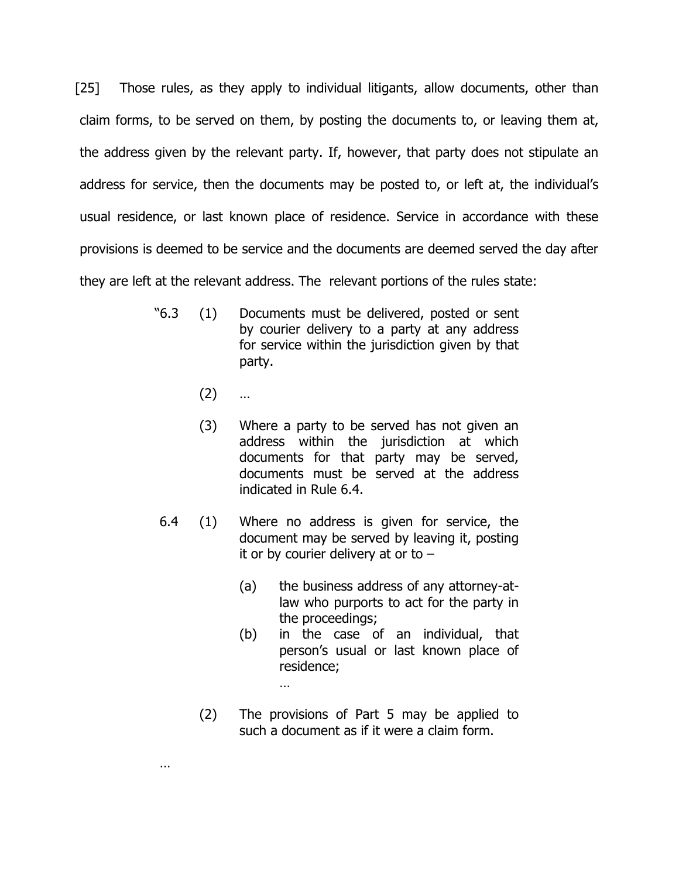[25] Those rules, as they apply to individual litigants, allow documents, other than claim forms, to be served on them, by posting the documents to, or leaving them at, the address given by the relevant party. If, however, that party does not stipulate an address for service, then the documents may be posted to, or left at, the individual's usual residence, or last known place of residence. Service in accordance with these provisions is deemed to be service and the documents are deemed served the day after they are left at the relevant address. The relevant portions of the rules state:

> "6.3 (1) Documents must be delivered, posted or sent by courier delivery to a party at any address for service within the jurisdiction given by that party.
>
> (2) …
>
> (3) Where a party to be served has not given an address within the jurisdiction at which documents for that party may be served, documents must be served at the address indicated in Rule 6.4.
>
> 6.4 (1) Where no address is given for service, the document may be served by leaving it, posting it or by courier delivery at or to –
>
> (a) the business address of any attorney-at-law who purports to act for the party in the proceedings;
>
> (b) in the case of an individual, that person's usual or last known place of residence;
>
> …
>
> (2) The provisions of Part 5 may be applied to such a document as if it were a claim form.
>
> …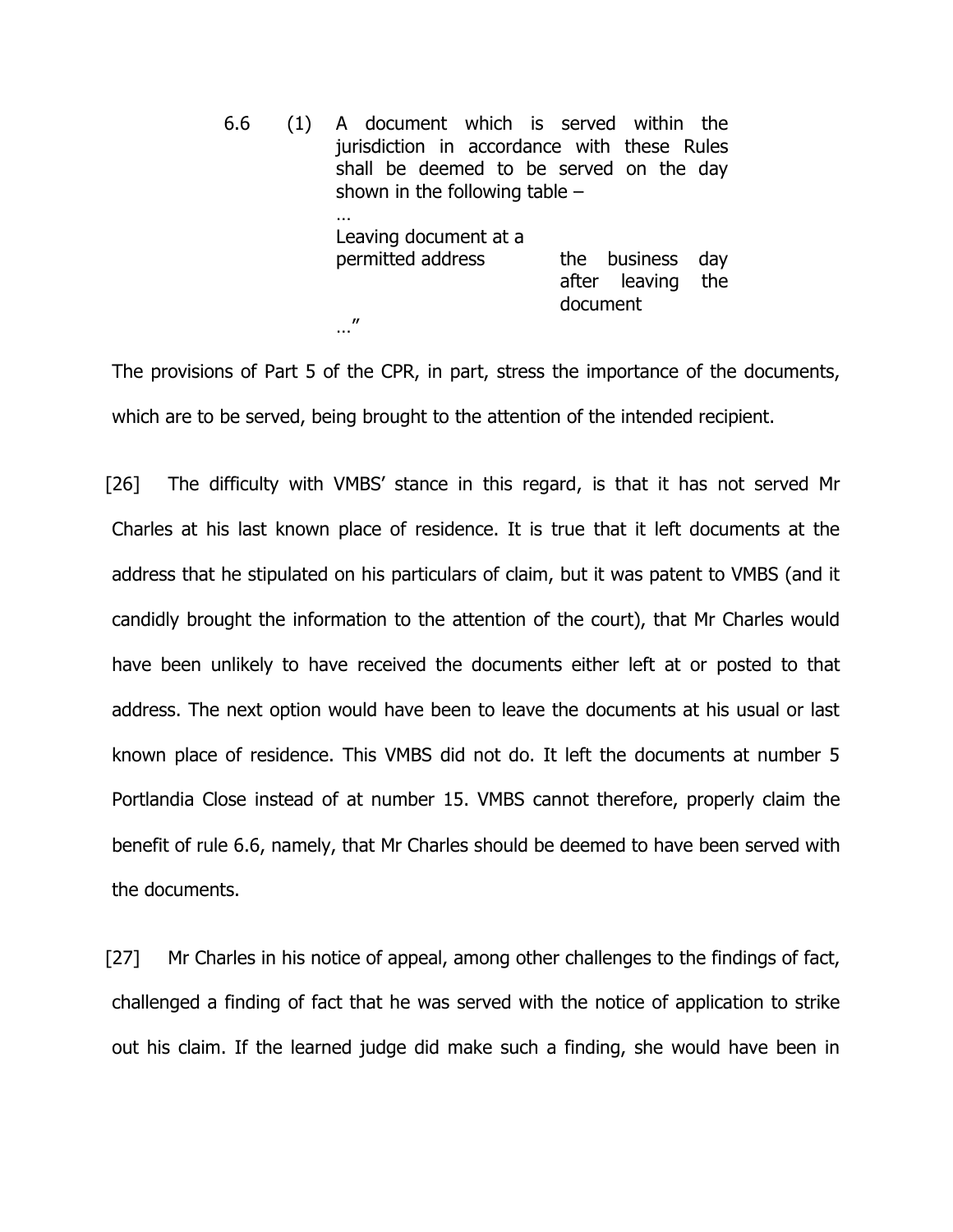> 6.6 (1) A document which is served within the jurisdiction in accordance with these Rules shall be deemed to be served on the day shown in the following table –
>
> …
>
> | | |
> |---|---|
> | Leaving document at a permitted address | the business day after leaving the document |
>
> …"

The provisions of Part 5 of the CPR, in part, stress the importance of the documents, which are to be served, being brought to the attention of the intended recipient.

[26] The difficulty with VMBS' stance in this regard, is that it has not served Mr Charles at his last known place of residence. It is true that it left documents at the address that he stipulated on his particulars of claim, but it was patent to VMBS (and it candidly brought the information to the attention of the court), that Mr Charles would have been unlikely to have received the documents either left at or posted to that address. The next option would have been to leave the documents at his usual or last known place of residence. This VMBS did not do. It left the documents at number 5 Portlandia Close instead of at number 15. VMBS cannot therefore, properly claim the benefit of rule 6.6, namely, that Mr Charles should be deemed to have been served with the documents.

[27] Mr Charles in his notice of appeal, among other challenges to the findings of fact, challenged a finding of fact that he was served with the notice of application to strike out his claim. If the learned judge did make such a finding, she would have been in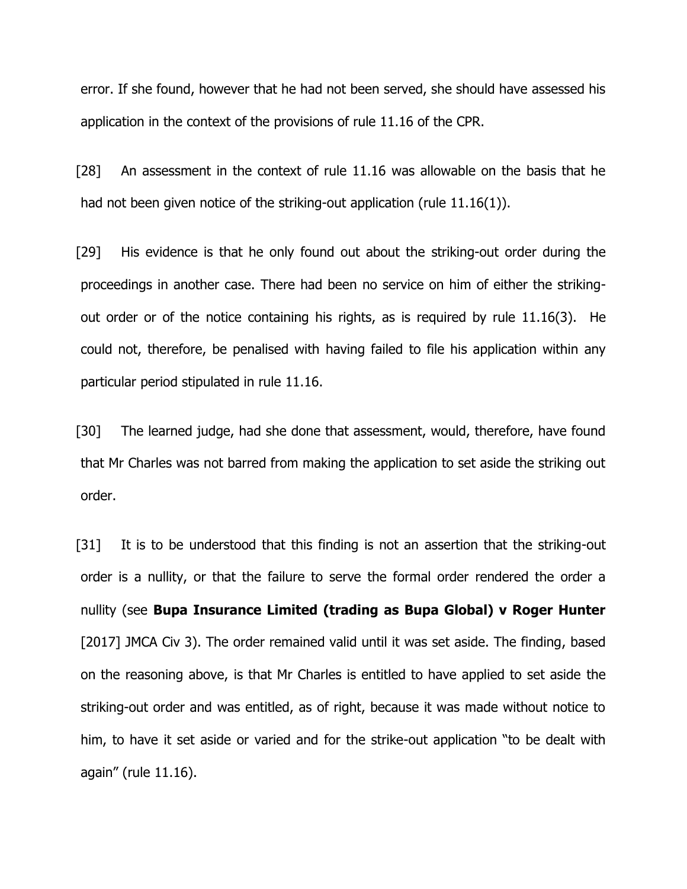error. If she found, however that he had not been served, she should have assessed his application in the context of the provisions of rule 11.16 of the CPR.

[28] An assessment in the context of rule 11.16 was allowable on the basis that he had not been given notice of the striking-out application (rule 11.16(1)).

[29] His evidence is that he only found out about the striking-out order during the proceedings in another case. There had been no service on him of either the striking-out order or of the notice containing his rights, as is required by rule 11.16(3). He could not, therefore, be penalised with having failed to file his application within any particular period stipulated in rule 11.16.

[30] The learned judge, had she done that assessment, would, therefore, have found that Mr Charles was not barred from making the application to set aside the striking out order.

[31] It is to be understood that this finding is not an assertion that the striking-out order is a nullity, or that the failure to serve the formal order rendered the order a nullity (see **Bupa Insurance Limited (trading as Bupa Global) v Roger Hunter** [2017] JMCA Civ 3). The order remained valid until it was set aside. The finding, based on the reasoning above, is that Mr Charles is entitled to have applied to set aside the striking-out order and was entitled, as of right, because it was made without notice to him, to have it set aside or varied and for the strike-out application "to be dealt with again" (rule 11.16).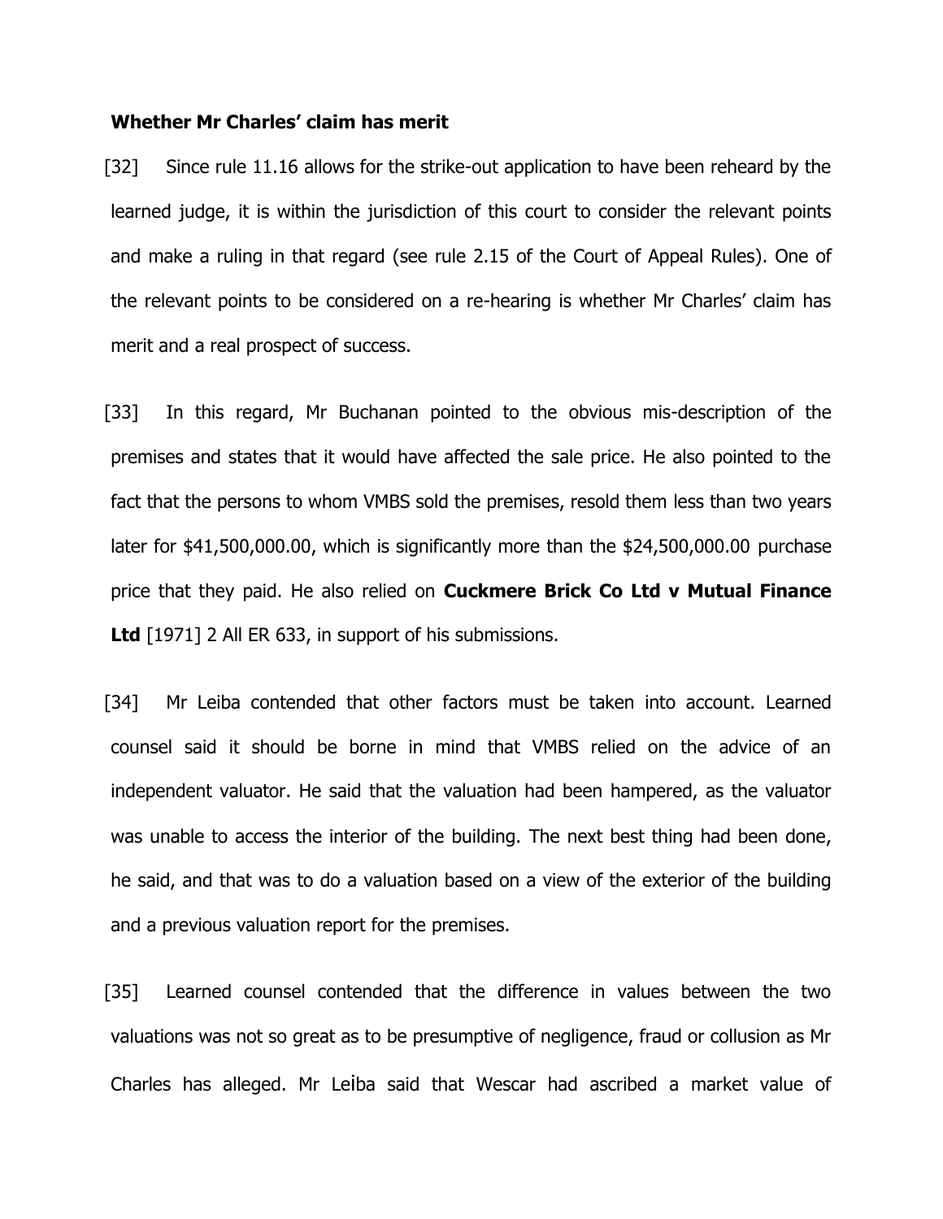**Whether Mr Charles' claim has merit**

[32] Since rule 11.16 allows for the strike-out application to have been reheard by the learned judge, it is within the jurisdiction of this court to consider the relevant points and make a ruling in that regard (see rule 2.15 of the Court of Appeal Rules). One of the relevant points to be considered on a re-hearing is whether Mr Charles' claim has merit and a real prospect of success.

[33] In this regard, Mr Buchanan pointed to the obvious mis-description of the premises and states that it would have affected the sale price. He also pointed to the fact that the persons to whom VMBS sold the premises, resold them less than two years later for $41,500,000.00, which is significantly more than the $24,500,000.00 purchase price that they paid. He also relied on **Cuckmere Brick Co Ltd v Mutual Finance Ltd** [1971] 2 All ER 633, in support of his submissions.

[34] Mr Leiba contended that other factors must be taken into account. Learned counsel said it should be borne in mind that VMBS relied on the advice of an independent valuator. He said that the valuation had been hampered, as the valuator was unable to access the interior of the building. The next best thing had been done, he said, and that was to do a valuation based on a view of the exterior of the building and a previous valuation report for the premises.

[35] Learned counsel contended that the difference in values between the two valuations was not so great as to be presumptive of negligence, fraud or collusion as Mr Charles has alleged. Mr Leiba said that Wescar had ascribed a market value of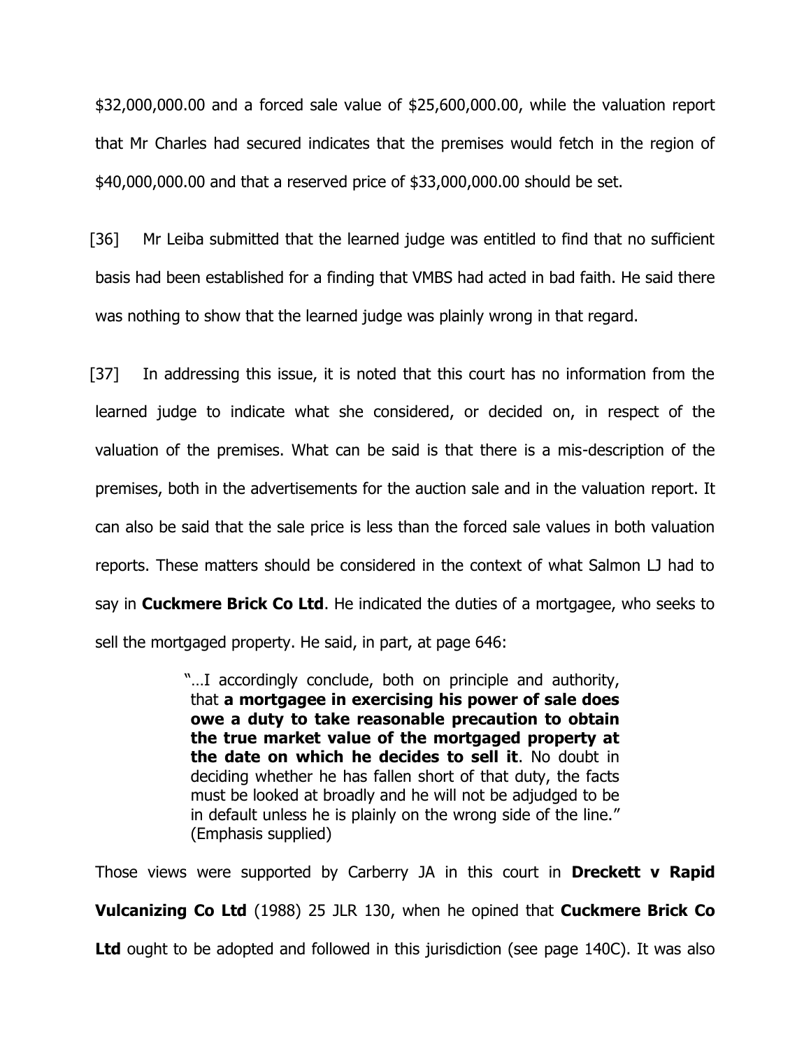$32,000,000.00 and a forced sale value of $25,600,000.00, while the valuation report that Mr Charles had secured indicates that the premises would fetch in the region of $40,000,000.00 and that a reserved price of $33,000,000.00 should be set.

[36] Mr Leiba submitted that the learned judge was entitled to find that no sufficient basis had been established for a finding that VMBS had acted in bad faith. He said there was nothing to show that the learned judge was plainly wrong in that regard.

[37] In addressing this issue, it is noted that this court has no information from the learned judge to indicate what she considered, or decided on, in respect of the valuation of the premises. What can be said is that there is a mis-description of the premises, both in the advertisements for the auction sale and in the valuation report. It can also be said that the sale price is less than the forced sale values in both valuation reports. These matters should be considered in the context of what Salmon LJ had to say in **Cuckmere Brick Co Ltd**. He indicated the duties of a mortgagee, who seeks to sell the mortgaged property. He said, in part, at page 646:

> "…I accordingly conclude, both on principle and authority, that **a mortgagee in exercising his power of sale does owe a duty to take reasonable precaution to obtain the true market value of the mortgaged property at the date on which he decides to sell it**. No doubt in deciding whether he has fallen short of that duty, the facts must be looked at broadly and he will not be adjudged to be in default unless he is plainly on the wrong side of the line." (Emphasis supplied)

Those views were supported by Carberry JA in this court in **Dreckett v Rapid Vulcanizing Co Ltd** (1988) 25 JLR 130, when he opined that **Cuckmere Brick Co Ltd** ought to be adopted and followed in this jurisdiction (see page 140C). It was also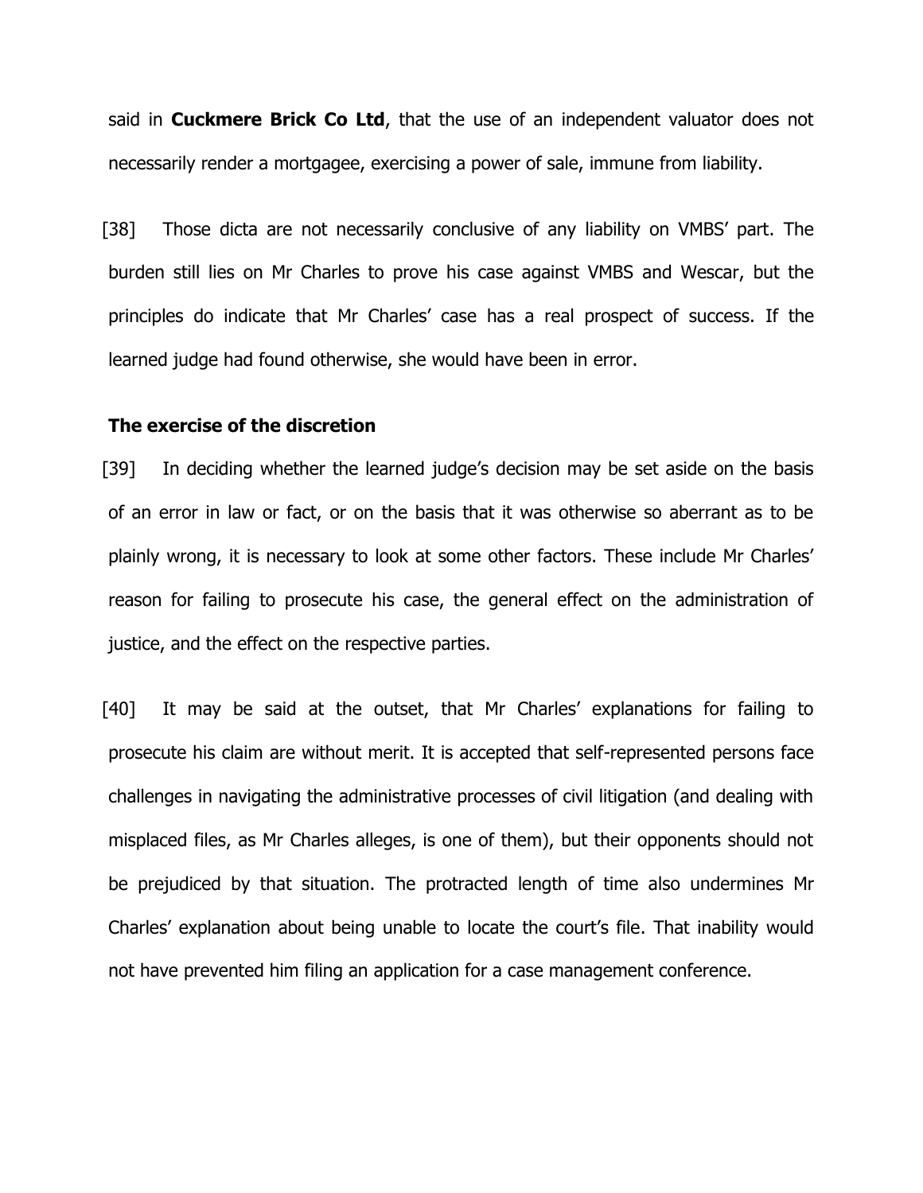said in **Cuckmere Brick Co Ltd**, that the use of an independent valuator does not necessarily render a mortgagee, exercising a power of sale, immune from liability.

[38] Those dicta are not necessarily conclusive of any liability on VMBS' part. The burden still lies on Mr Charles to prove his case against VMBS and Wescar, but the principles do indicate that Mr Charles' case has a real prospect of success. If the learned judge had found otherwise, she would have been in error.

**The exercise of the discretion**

[39] In deciding whether the learned judge's decision may be set aside on the basis of an error in law or fact, or on the basis that it was otherwise so aberrant as to be plainly wrong, it is necessary to look at some other factors. These include Mr Charles' reason for failing to prosecute his case, the general effect on the administration of justice, and the effect on the respective parties.

[40] It may be said at the outset, that Mr Charles' explanations for failing to prosecute his claim are without merit. It is accepted that self-represented persons face challenges in navigating the administrative processes of civil litigation (and dealing with misplaced files, as Mr Charles alleges, is one of them), but their opponents should not be prejudiced by that situation. The protracted length of time also undermines Mr Charles' explanation about being unable to locate the court's file. That inability would not have prevented him filing an application for a case management conference.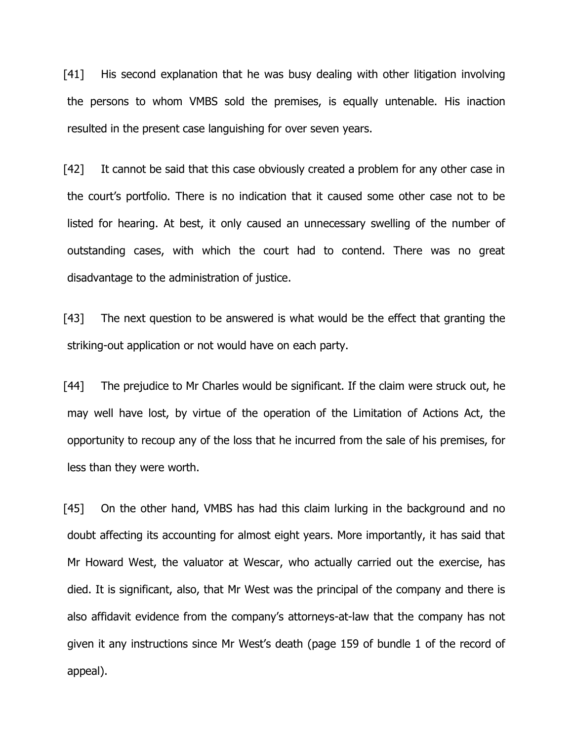[41] His second explanation that he was busy dealing with other litigation involving the persons to whom VMBS sold the premises, is equally untenable. His inaction resulted in the present case languishing for over seven years.

[42] It cannot be said that this case obviously created a problem for any other case in the court's portfolio. There is no indication that it caused some other case not to be listed for hearing. At best, it only caused an unnecessary swelling of the number of outstanding cases, with which the court had to contend. There was no great disadvantage to the administration of justice.

[43] The next question to be answered is what would be the effect that granting the striking-out application or not would have on each party.

[44] The prejudice to Mr Charles would be significant. If the claim were struck out, he may well have lost, by virtue of the operation of the Limitation of Actions Act, the opportunity to recoup any of the loss that he incurred from the sale of his premises, for less than they were worth.

[45] On the other hand, VMBS has had this claim lurking in the background and no doubt affecting its accounting for almost eight years. More importantly, it has said that Mr Howard West, the valuator at Wescar, who actually carried out the exercise, has died. It is significant, also, that Mr West was the principal of the company and there is also affidavit evidence from the company's attorneys-at-law that the company has not given it any instructions since Mr West's death (page 159 of bundle 1 of the record of appeal).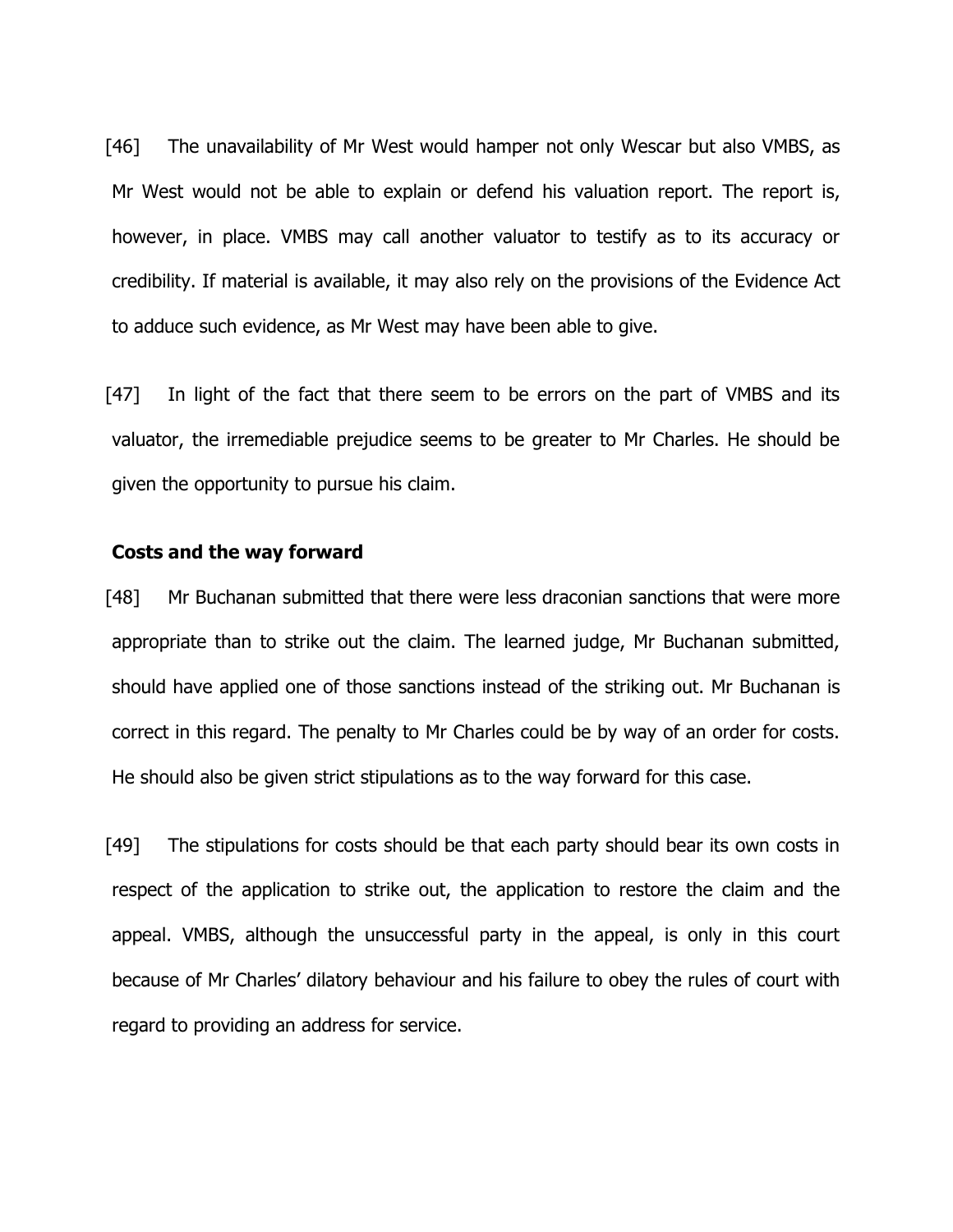[46] The unavailability of Mr West would hamper not only Wescar but also VMBS, as Mr West would not be able to explain or defend his valuation report. The report is, however, in place. VMBS may call another valuator to testify as to its accuracy or credibility. If material is available, it may also rely on the provisions of the Evidence Act to adduce such evidence, as Mr West may have been able to give.

[47] In light of the fact that there seem to be errors on the part of VMBS and its valuator, the irremediable prejudice seems to be greater to Mr Charles. He should be given the opportunity to pursue his claim.

**Costs and the way forward**

[48] Mr Buchanan submitted that there were less draconian sanctions that were more appropriate than to strike out the claim. The learned judge, Mr Buchanan submitted, should have applied one of those sanctions instead of the striking out. Mr Buchanan is correct in this regard. The penalty to Mr Charles could be by way of an order for costs. He should also be given strict stipulations as to the way forward for this case.

[49] The stipulations for costs should be that each party should bear its own costs in respect of the application to strike out, the application to restore the claim and the appeal. VMBS, although the unsuccessful party in the appeal, is only in this court because of Mr Charles' dilatory behaviour and his failure to obey the rules of court with regard to providing an address for service.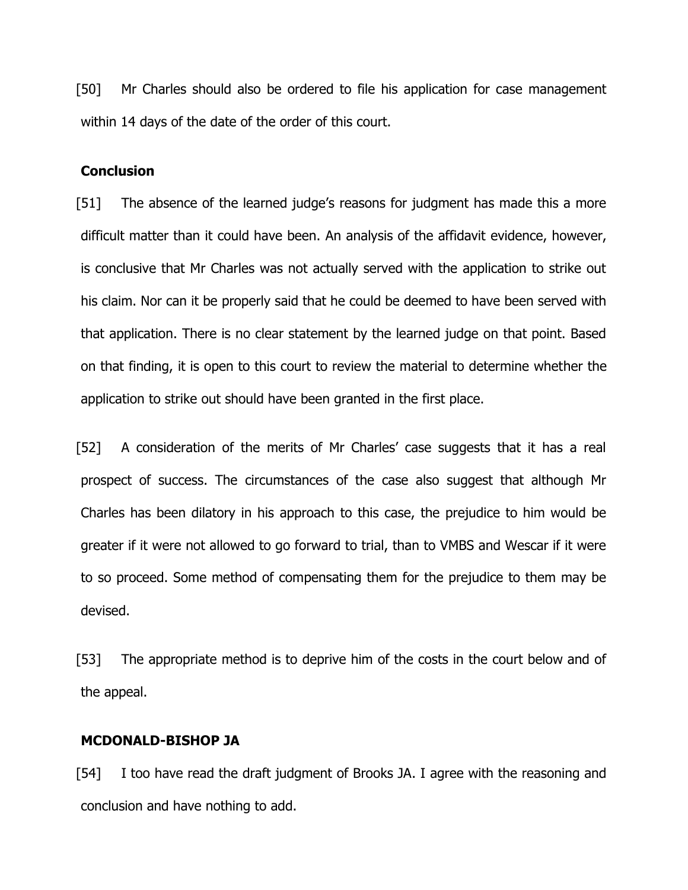[50] Mr Charles should also be ordered to file his application for case management within 14 days of the date of the order of this court.

**Conclusion**

[51] The absence of the learned judge's reasons for judgment has made this a more difficult matter than it could have been. An analysis of the affidavit evidence, however, is conclusive that Mr Charles was not actually served with the application to strike out his claim. Nor can it be properly said that he could be deemed to have been served with that application. There is no clear statement by the learned judge on that point. Based on that finding, it is open to this court to review the material to determine whether the application to strike out should have been granted in the first place.

[52] A consideration of the merits of Mr Charles' case suggests that it has a real prospect of success. The circumstances of the case also suggest that although Mr Charles has been dilatory in his approach to this case, the prejudice to him would be greater if it were not allowed to go forward to trial, than to VMBS and Wescar if it were to so proceed. Some method of compensating them for the prejudice to them may be devised.

[53] The appropriate method is to deprive him of the costs in the court below and of the appeal.

**MCDONALD-BISHOP JA**

[54] I too have read the draft judgment of Brooks JA. I agree with the reasoning and conclusion and have nothing to add.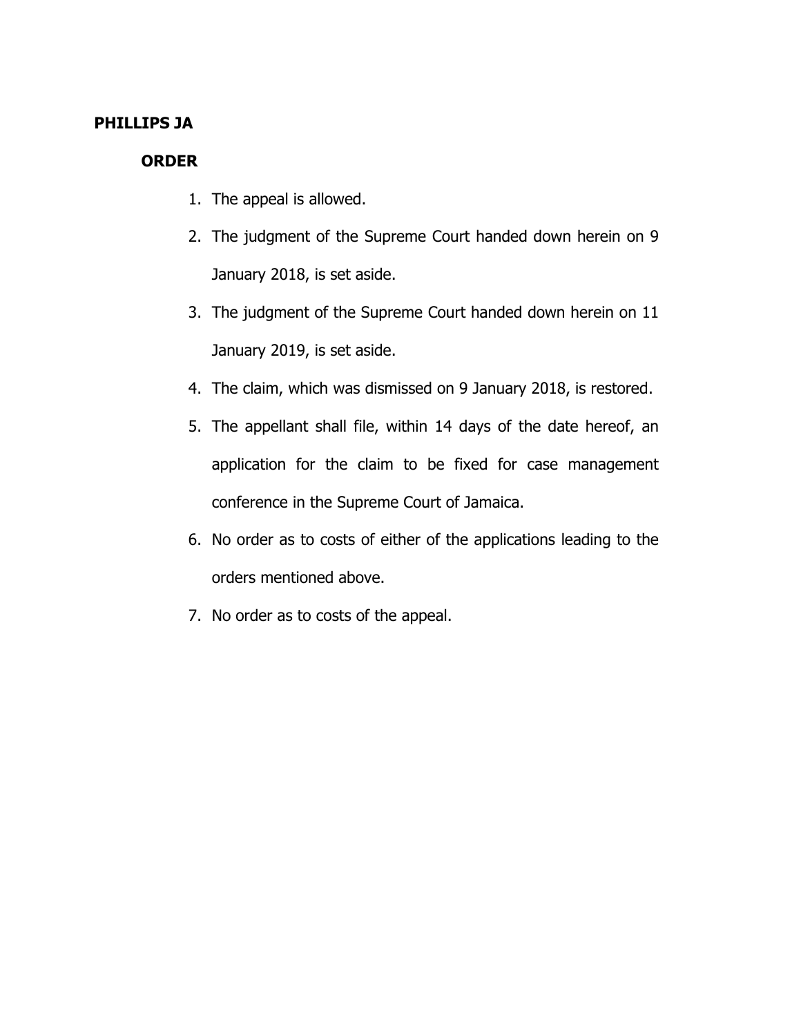**PHILLIPS JA**

**ORDER**

1. The appeal is allowed.
2. The judgment of the Supreme Court handed down herein on 9 January 2018, is set aside.
3. The judgment of the Supreme Court handed down herein on 11 January 2019, is set aside.
4. The claim, which was dismissed on 9 January 2018, is restored.
5. The appellant shall file, within 14 days of the date hereof, an application for the claim to be fixed for case management conference in the Supreme Court of Jamaica.
6. No order as to costs of either of the applications leading to the orders mentioned above.
7. No order as to costs of the appeal.